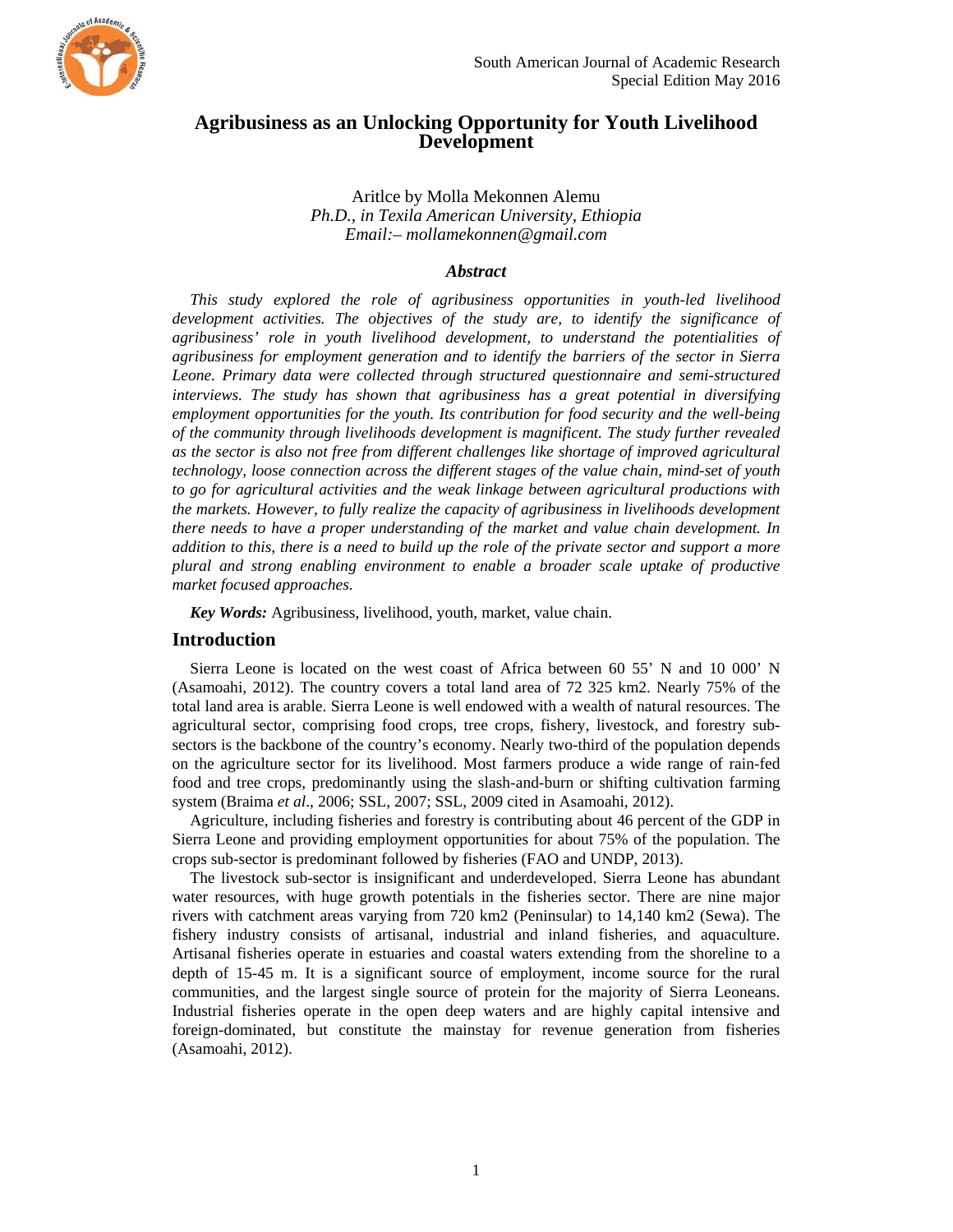# Agribusiness as an Unlocking Opportunity for Youth Livelihood Development

Aritlce by Molla Mekonnen Alemu
*Ph.D., in Texila American University, Ethiopia*
*Email:– mollamekonnen@gmail.com*

### *Abstract*

*This study explored the role of agribusiness opportunities in youth-led livelihood development activities. The objectives of the study are, to identify the significance of agribusiness' role in youth livelihood development, to understand the potentialities of agribusiness for employment generation and to identify the barriers of the sector in Sierra Leone. Primary data were collected through structured questionnaire and semi-structured interviews. The study has shown that agribusiness has a great potential in diversifying employment opportunities for the youth. Its contribution for food security and the well-being of the community through livelihoods development is magnificent. The study further revealed as the sector is also not free from different challenges like shortage of improved agricultural technology, loose connection across the different stages of the value chain, mind-set of youth to go for agricultural activities and the weak linkage between agricultural productions with the markets. However, to fully realize the capacity of agribusiness in livelihoods development there needs to have a proper understanding of the market and value chain development. In addition to this, there is a need to build up the role of the private sector and support a more plural and strong enabling environment to enable a broader scale uptake of productive market focused approaches.*

***Key Words:*** Agribusiness, livelihood, youth, market, value chain.

## Introduction

Sierra Leone is located on the west coast of Africa between 60 55' N and 10 000' N (Asamoahi, 2012). The country covers a total land area of 72 325 km2. Nearly 75% of the total land area is arable. Sierra Leone is well endowed with a wealth of natural resources. The agricultural sector, comprising food crops, tree crops, fishery, livestock, and forestry sub-sectors is the backbone of the country's economy. Nearly two-third of the population depends on the agriculture sector for its livelihood. Most farmers produce a wide range of rain-fed food and tree crops, predominantly using the slash-and-burn or shifting cultivation farming system (Braima *et al*., 2006; SSL, 2007; SSL, 2009 cited in Asamoahi, 2012).

Agriculture, including fisheries and forestry is contributing about 46 percent of the GDP in Sierra Leone and providing employment opportunities for about 75% of the population. The crops sub-sector is predominant followed by fisheries (FAO and UNDP, 2013).

The livestock sub-sector is insignificant and underdeveloped. Sierra Leone has abundant water resources, with huge growth potentials in the fisheries sector. There are nine major rivers with catchment areas varying from 720 km2 (Peninsular) to 14,140 km2 (Sewa). The fishery industry consists of artisanal, industrial and inland fisheries, and aquaculture. Artisanal fisheries operate in estuaries and coastal waters extending from the shoreline to a depth of 15-45 m. It is a significant source of employment, income source for the rural communities, and the largest single source of protein for the majority of Sierra Leoneans. Industrial fisheries operate in the open deep waters and are highly capital intensive and foreign-dominated, but constitute the mainstay for revenue generation from fisheries (Asamoahi, 2012).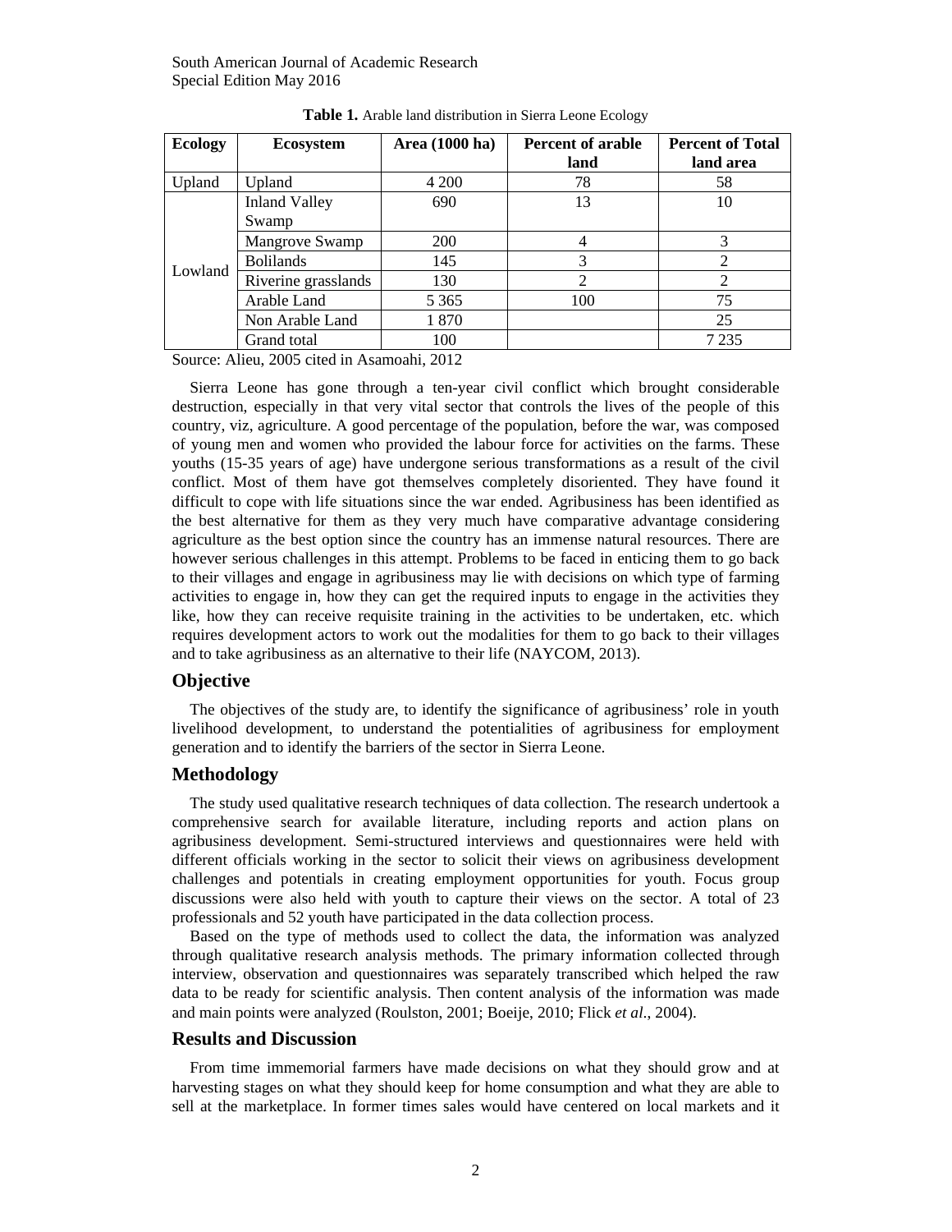**Table 1.** Arable land distribution in Sierra Leone Ecology

| Ecology | Ecosystem | Area (1000 ha) | Percent of arable land | Percent of Total land area |
|---|---|---|---|---|
| Upland | Upland | 4 200 | 78 | 58 |
| Lowland | Inland Valley Swamp | 690 | 13 | 10 |
| | Mangrove Swamp | 200 | 4 | 3 |
| | Bolilands | 145 | 3 | 2 |
| | Riverine grasslands | 130 | 2 | 2 |
| | Arable Land | 5 365 | 100 | 75 |
| | Non Arable Land | 1 870 | | 25 |
| | Grand total | 100 | | 7 235 |

Source: Alieu, 2005 cited in Asamoahi, 2012

Sierra Leone has gone through a ten-year civil conflict which brought considerable destruction, especially in that very vital sector that controls the lives of the people of this country, viz, agriculture. A good percentage of the population, before the war, was composed of young men and women who provided the labour force for activities on the farms. These youths (15-35 years of age) have undergone serious transformations as a result of the civil conflict. Most of them have got themselves completely disoriented. They have found it difficult to cope with life situations since the war ended. Agribusiness has been identified as the best alternative for them as they very much have comparative advantage considering agriculture as the best option since the country has an immense natural resources. There are however serious challenges in this attempt. Problems to be faced in enticing them to go back to their villages and engage in agribusiness may lie with decisions on which type of farming activities to engage in, how they can get the required inputs to engage in the activities they like, how they can receive requisite training in the activities to be undertaken, etc. which requires development actors to work out the modalities for them to go back to their villages and to take agribusiness as an alternative to their life (NAYCOM, 2013).

## Objective

The objectives of the study are, to identify the significance of agribusiness' role in youth livelihood development, to understand the potentialities of agribusiness for employment generation and to identify the barriers of the sector in Sierra Leone.

## Methodology

The study used qualitative research techniques of data collection. The research undertook a comprehensive search for available literature, including reports and action plans on agribusiness development. Semi-structured interviews and questionnaires were held with different officials working in the sector to solicit their views on agribusiness development challenges and potentials in creating employment opportunities for youth. Focus group discussions were also held with youth to capture their views on the sector. A total of 23 professionals and 52 youth have participated in the data collection process.

Based on the type of methods used to collect the data, the information was analyzed through qualitative research analysis methods. The primary information collected through interview, observation and questionnaires was separately transcribed which helped the raw data to be ready for scientific analysis. Then content analysis of the information was made and main points were analyzed (Roulston, 2001; Boeije, 2010; Flick *et al*., 2004).

## Results and Discussion

From time immemorial farmers have made decisions on what they should grow and at harvesting stages on what they should keep for home consumption and what they are able to sell at the marketplace. In former times sales would have centered on local markets and it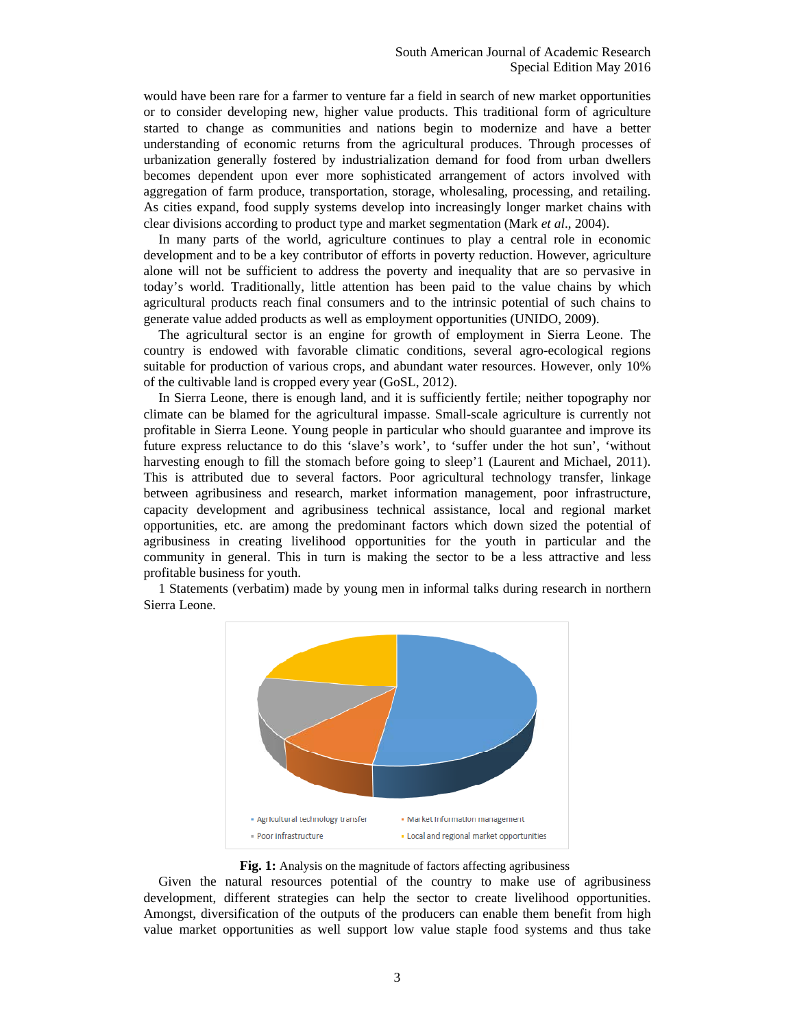would have been rare for a farmer to venture far a field in search of new market opportunities or to consider developing new, higher value products. This traditional form of agriculture started to change as communities and nations begin to modernize and have a better understanding of economic returns from the agricultural produces. Through processes of urbanization generally fostered by industrialization demand for food from urban dwellers becomes dependent upon ever more sophisticated arrangement of actors involved with aggregation of farm produce, transportation, storage, wholesaling, processing, and retailing. As cities expand, food supply systems develop into increasingly longer market chains with clear divisions according to product type and market segmentation (Mark *et al*., 2004).

In many parts of the world, agriculture continues to play a central role in economic development and to be a key contributor of efforts in poverty reduction. However, agriculture alone will not be sufficient to address the poverty and inequality that are so pervasive in today's world. Traditionally, little attention has been paid to the value chains by which agricultural products reach final consumers and to the intrinsic potential of such chains to generate value added products as well as employment opportunities (UNIDO, 2009).

The agricultural sector is an engine for growth of employment in Sierra Leone. The country is endowed with favorable climatic conditions, several agro-ecological regions suitable for production of various crops, and abundant water resources. However, only 10% of the cultivable land is cropped every year (GoSL, 2012).

In Sierra Leone, there is enough land, and it is sufficiently fertile; neither topography nor climate can be blamed for the agricultural impasse. Small-scale agriculture is currently not profitable in Sierra Leone. Young people in particular who should guarantee and improve its future express reluctance to do this 'slave's work', to 'suffer under the hot sun', 'without harvesting enough to fill the stomach before going to sleep'1 (Laurent and Michael, 2011). This is attributed due to several factors. Poor agricultural technology transfer, linkage between agribusiness and research, market information management, poor infrastructure, capacity development and agribusiness technical assistance, local and regional market opportunities, etc. are among the predominant factors which down sized the potential of agribusiness in creating livelihood opportunities for the youth in particular and the community in general. This in turn is making the sector to be a less attractive and less profitable business for youth.

1 Statements (verbatim) made by young men in informal talks during research in northern Sierra Leone.

- Agricultural technology transfer
- Market information management
- Poor infrastructure
- Local and regional market opportunities

**Fig. 1:** Analysis on the magnitude of factors affecting agribusiness

Given the natural resources potential of the country to make use of agribusiness development, different strategies can help the sector to create livelihood opportunities. Amongst, diversification of the outputs of the producers can enable them benefit from high value market opportunities as well support low value staple food systems and thus take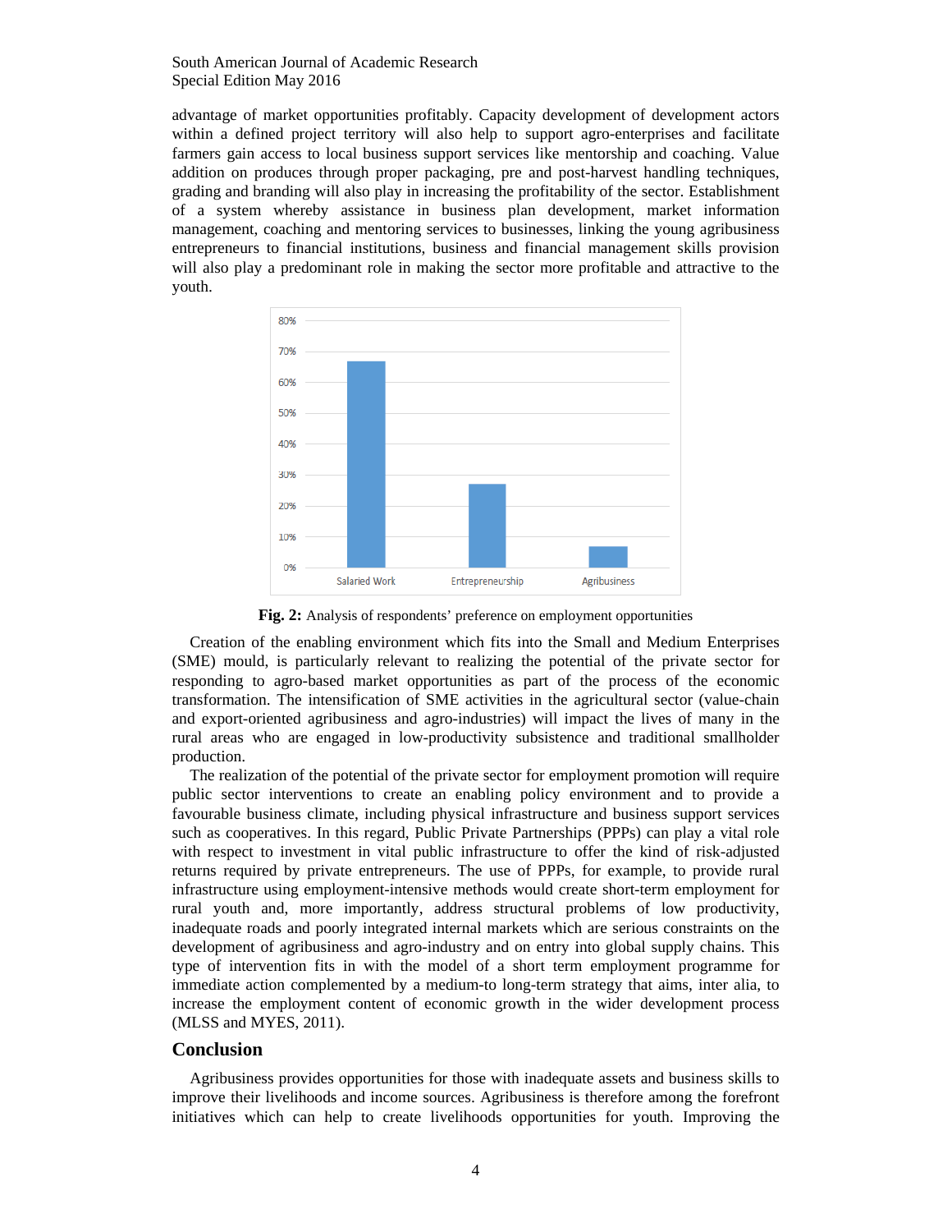advantage of market opportunities profitably. Capacity development of development actors within a defined project territory will also help to support agro-enterprises and facilitate farmers gain access to local business support services like mentorship and coaching. Value addition on produces through proper packaging, pre and post-harvest handling techniques, grading and branding will also play in increasing the profitability of the sector. Establishment of a system whereby assistance in business plan development, market information management, coaching and mentoring services to businesses, linking the young agribusiness entrepreneurs to financial institutions, business and financial management skills provision will also play a predominant role in making the sector more profitable and attractive to the youth.

**Fig. 2:** Analysis of respondents' preference on employment opportunities

Creation of the enabling environment which fits into the Small and Medium Enterprises (SME) mould, is particularly relevant to realizing the potential of the private sector for responding to agro-based market opportunities as part of the process of the economic transformation. The intensification of SME activities in the agricultural sector (value-chain and export-oriented agribusiness and agro-industries) will impact the lives of many in the rural areas who are engaged in low-productivity subsistence and traditional smallholder production.

The realization of the potential of the private sector for employment promotion will require public sector interventions to create an enabling policy environment and to provide a favourable business climate, including physical infrastructure and business support services such as cooperatives. In this regard, Public Private Partnerships (PPPs) can play a vital role with respect to investment in vital public infrastructure to offer the kind of risk-adjusted returns required by private entrepreneurs. The use of PPPs, for example, to provide rural infrastructure using employment-intensive methods would create short-term employment for rural youth and, more importantly, address structural problems of low productivity, inadequate roads and poorly integrated internal markets which are serious constraints on the development of agribusiness and agro-industry and on entry into global supply chains. This type of intervention fits in with the model of a short term employment programme for immediate action complemented by a medium-to long-term strategy that aims, inter alia, to increase the employment content of economic growth in the wider development process (MLSS and MYES, 2011).

## Conclusion

Agribusiness provides opportunities for those with inadequate assets and business skills to improve their livelihoods and income sources. Agribusiness is therefore among the forefront initiatives which can help to create livelihoods opportunities for youth. Improving the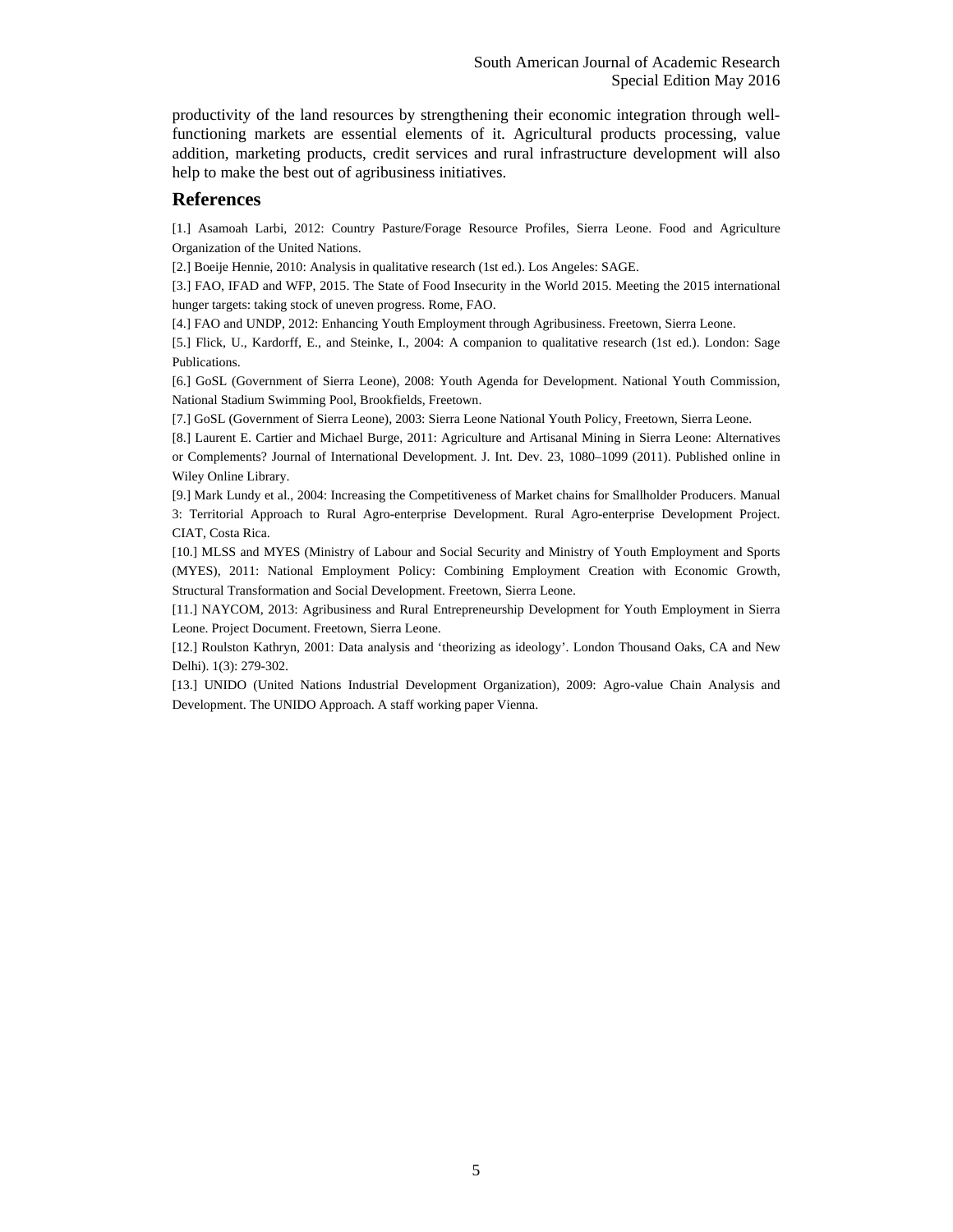productivity of the land resources by strengthening their economic integration through well-functioning markets are essential elements of it. Agricultural products processing, value addition, marketing products, credit services and rural infrastructure development will also help to make the best out of agribusiness initiatives.

## References

[1.] Asamoah Larbi, 2012: Country Pasture/Forage Resource Profiles, Sierra Leone. Food and Agriculture Organization of the United Nations.

[2.] Boeije Hennie, 2010: Analysis in qualitative research (1st ed.). Los Angeles: SAGE.

[3.] FAO, IFAD and WFP, 2015. The State of Food Insecurity in the World 2015. Meeting the 2015 international hunger targets: taking stock of uneven progress. Rome, FAO.

[4.] FAO and UNDP, 2012: Enhancing Youth Employment through Agribusiness. Freetown, Sierra Leone.

[5.] Flick, U., Kardorff, E., and Steinke, I., 2004: A companion to qualitative research (1st ed.). London: Sage Publications.

[6.] GoSL (Government of Sierra Leone), 2008: Youth Agenda for Development. National Youth Commission, National Stadium Swimming Pool, Brookfields, Freetown.

[7.] GoSL (Government of Sierra Leone), 2003: Sierra Leone National Youth Policy, Freetown, Sierra Leone.

[8.] Laurent E. Cartier and Michael Burge, 2011: Agriculture and Artisanal Mining in Sierra Leone: Alternatives or Complements? Journal of International Development. J. Int. Dev. 23, 1080–1099 (2011). Published online in Wiley Online Library.

[9.] Mark Lundy et al., 2004: Increasing the Competitiveness of Market chains for Smallholder Producers. Manual 3: Territorial Approach to Rural Agro-enterprise Development. Rural Agro-enterprise Development Project. CIAT, Costa Rica.

[10.] MLSS and MYES (Ministry of Labour and Social Security and Ministry of Youth Employment and Sports (MYES), 2011: National Employment Policy: Combining Employment Creation with Economic Growth, Structural Transformation and Social Development. Freetown, Sierra Leone.

[11.] NAYCOM, 2013: Agribusiness and Rural Entrepreneurship Development for Youth Employment in Sierra Leone. Project Document. Freetown, Sierra Leone.

[12.] Roulston Kathryn, 2001: Data analysis and 'theorizing as ideology'. London Thousand Oaks, CA and New Delhi). 1(3): 279-302.

[13.] UNIDO (United Nations Industrial Development Organization), 2009: Agro-value Chain Analysis and Development. The UNIDO Approach. A staff working paper Vienna.